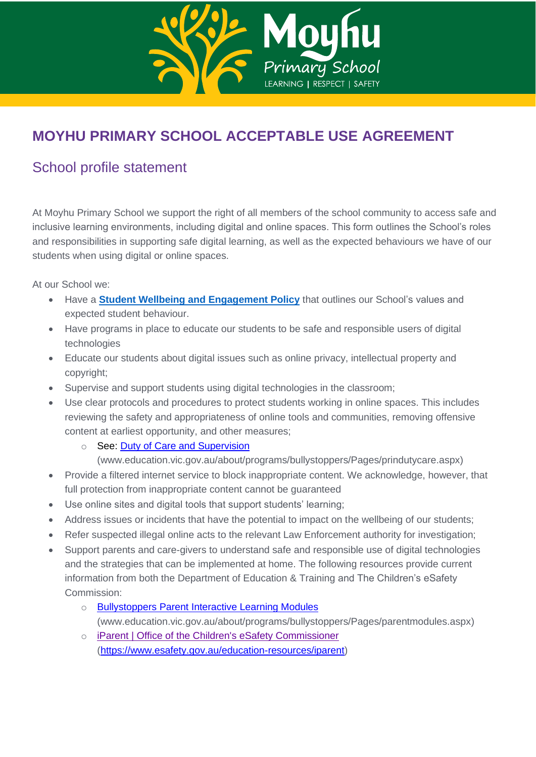# MOYHU PRIMARY SCHOOL ACCEPTABLE USE AGREEMENT

## School profile statement

At Moyhu Primary School we support the right of all members of the school community to access safe and inclusive learning environments, including digital and online spaces. This form outlines the School's roles and responsibilities in supporting safe digital learning, as well as the expected behaviours we have of our students when using digital or online spaces.

At our School we:

- Have a **[Student Wellbeing and Engagement Policy]()** that outlines our School's values and expected student behaviour.
- Have programs in place to educate our students to be safe and responsible users of digital technologies
- Educate our students about digital issues such as online privacy, intellectual property and copyright;
- Supervise and support students using digital technologies in the classroom;
- Use clear protocols and procedures to protect students working in online spaces. This includes reviewing the safety and appropriateness of online tools and communities, removing offensive content at earliest opportunity, and other measures;
  - See: [Duty of Care and Supervision]() (www.education.vic.gov.au/about/programs/bullystoppers/Pages/prindutycare.aspx)
- Provide a filtered internet service to block inappropriate content. We acknowledge, however, that full protection from inappropriate content cannot be guaranteed
- Use online sites and digital tools that support students' learning;
- Address issues or incidents that have the potential to impact on the wellbeing of our students;
- Refer suspected illegal online acts to the relevant Law Enforcement authority for investigation;
- Support parents and care-givers to understand safe and responsible use of digital technologies and the strategies that can be implemented at home. The following resources provide current information from both the Department of Education & Training and The Children's eSafety Commission:
  - [Bullystoppers Parent Interactive Learning Modules]() (www.education.vic.gov.au/about/programs/bullystoppers/Pages/parentmodules.aspx)
  - [iParent | Office of the Children's eSafety Commissioner]() (https://www.esafety.gov.au/education-resources/iparent)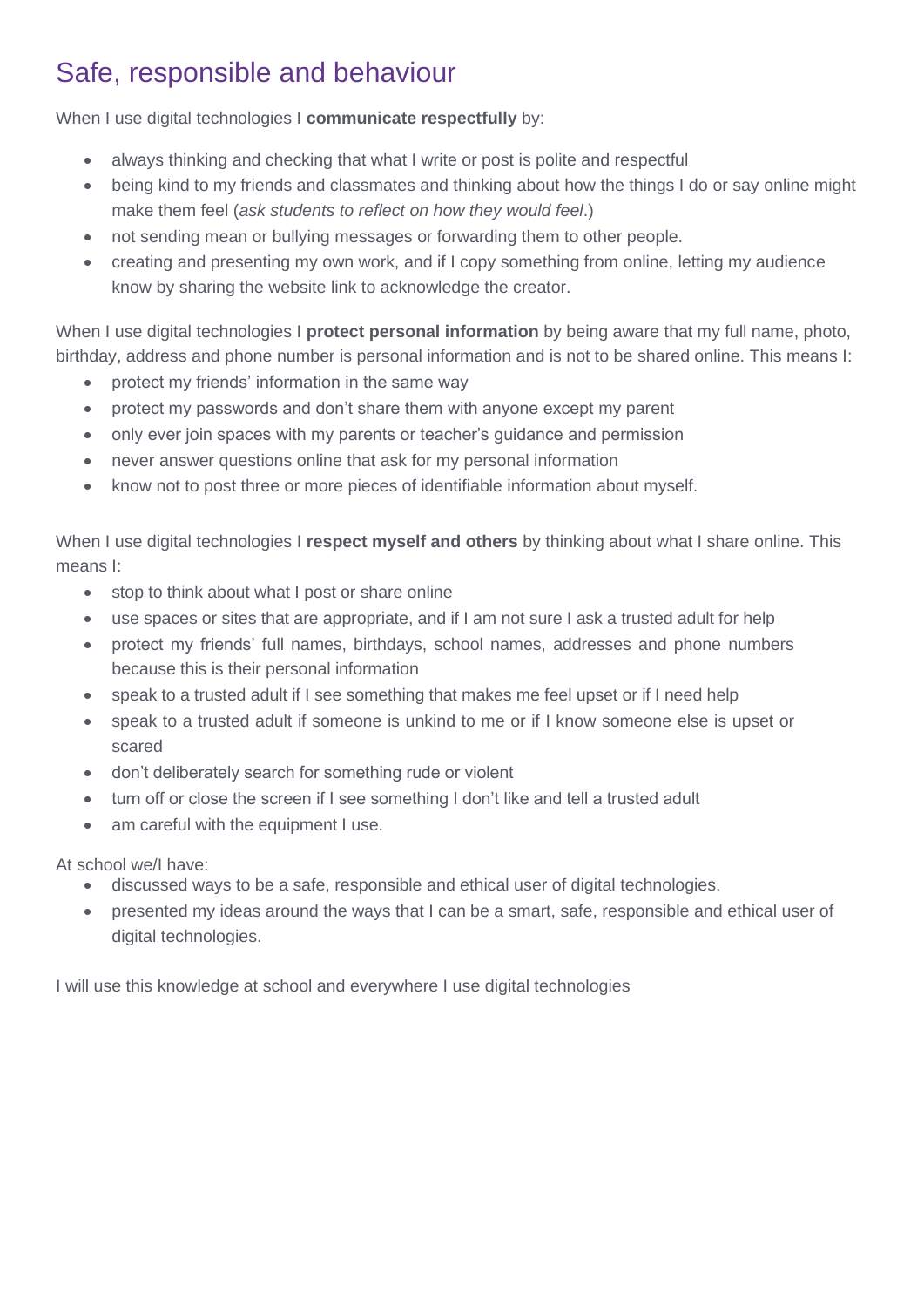# Safe, responsible and behaviour

When I use digital technologies I **communicate respectfully** by:

- always thinking and checking that what I write or post is polite and respectful
- being kind to my friends and classmates and thinking about how the things I do or say online might make them feel (*ask students to reflect on how they would feel*.)
- not sending mean or bullying messages or forwarding them to other people.
- creating and presenting my own work, and if I copy something from online, letting my audience know by sharing the website link to acknowledge the creator.

When I use digital technologies I **protect personal information** by being aware that my full name, photo, birthday, address and phone number is personal information and is not to be shared online. This means I:

- protect my friends' information in the same way
- protect my passwords and don't share them with anyone except my parent
- only ever join spaces with my parents or teacher's guidance and permission
- never answer questions online that ask for my personal information
- know not to post three or more pieces of identifiable information about myself.

When I use digital technologies I **respect myself and others** by thinking about what I share online. This means I:

- stop to think about what I post or share online
- use spaces or sites that are appropriate, and if I am not sure I ask a trusted adult for help
- protect my friends' full names, birthdays, school names, addresses and phone numbers because this is their personal information
- speak to a trusted adult if I see something that makes me feel upset or if I need help
- speak to a trusted adult if someone is unkind to me or if I know someone else is upset or scared
- don't deliberately search for something rude or violent
- turn off or close the screen if I see something I don't like and tell a trusted adult
- am careful with the equipment I use.

At school we/I have:

- discussed ways to be a safe, responsible and ethical user of digital technologies.
- presented my ideas around the ways that I can be a smart, safe, responsible and ethical user of digital technologies.

I will use this knowledge at school and everywhere I use digital technologies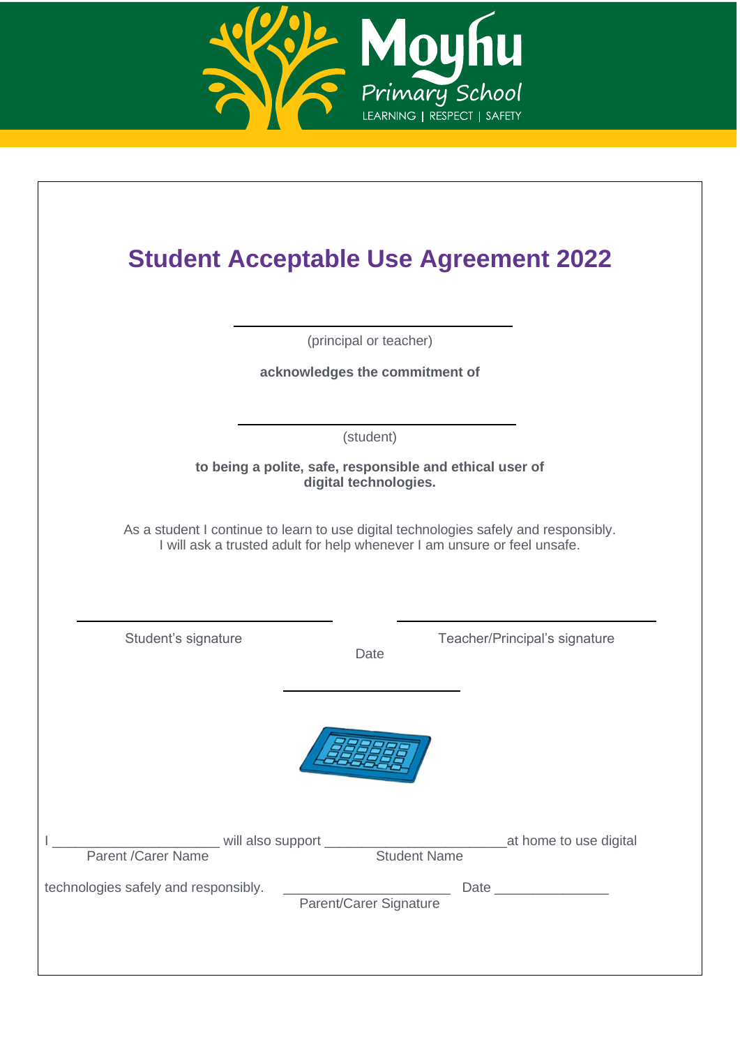Moyhu Primary School
LEARNING | RESPECT | SAFETY

# Student Acceptable Use Agreement 2022

______________________________

(principal or teacher)

**acknowledges the commitment of**

______________________________

(student)

**to being a polite, safe, responsible and ethical user of digital technologies.**

As a student I continue to learn to use digital technologies safely and responsibly.
I will ask a trusted adult for help whenever I am unsure or feel unsafe.

______________________________ ______________________________

Student's signature Teacher/Principal's signature

Date

______________________________

I ______________________ will also support ________________________at home to use digital
Parent /Carer Name Student Name

technologies safely and responsibly. ______________________ Date _______________
Parent/Carer Signature